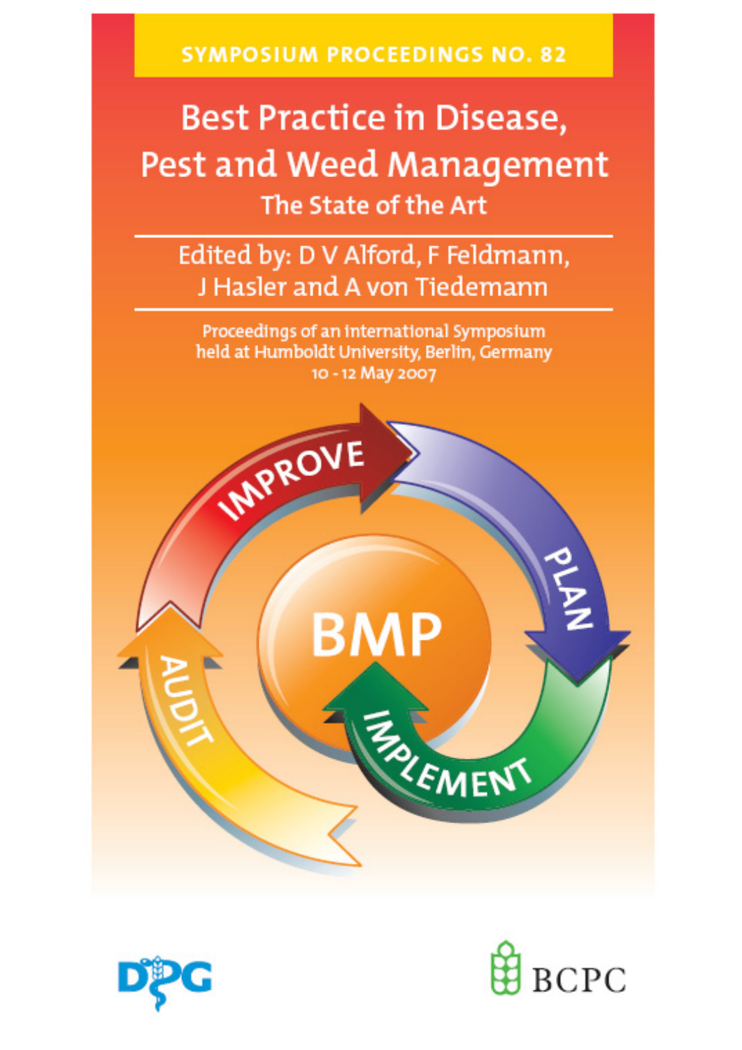SYMPOSIUM PROCEEDINGS NO. 82

# Best Practice in Disease, Pest and Weed Management

## The State of the Art

Edited by: D V Alford, F Feldmann, J Hasler and A von Tiedemann

Proceedings of an international Symposium held at Humboldt University, Berlin, Germany 10 - 12 May 2007

IMPROVE

PLAN

IMPLEMENT

AUDIT

BMP

DPG

BCPC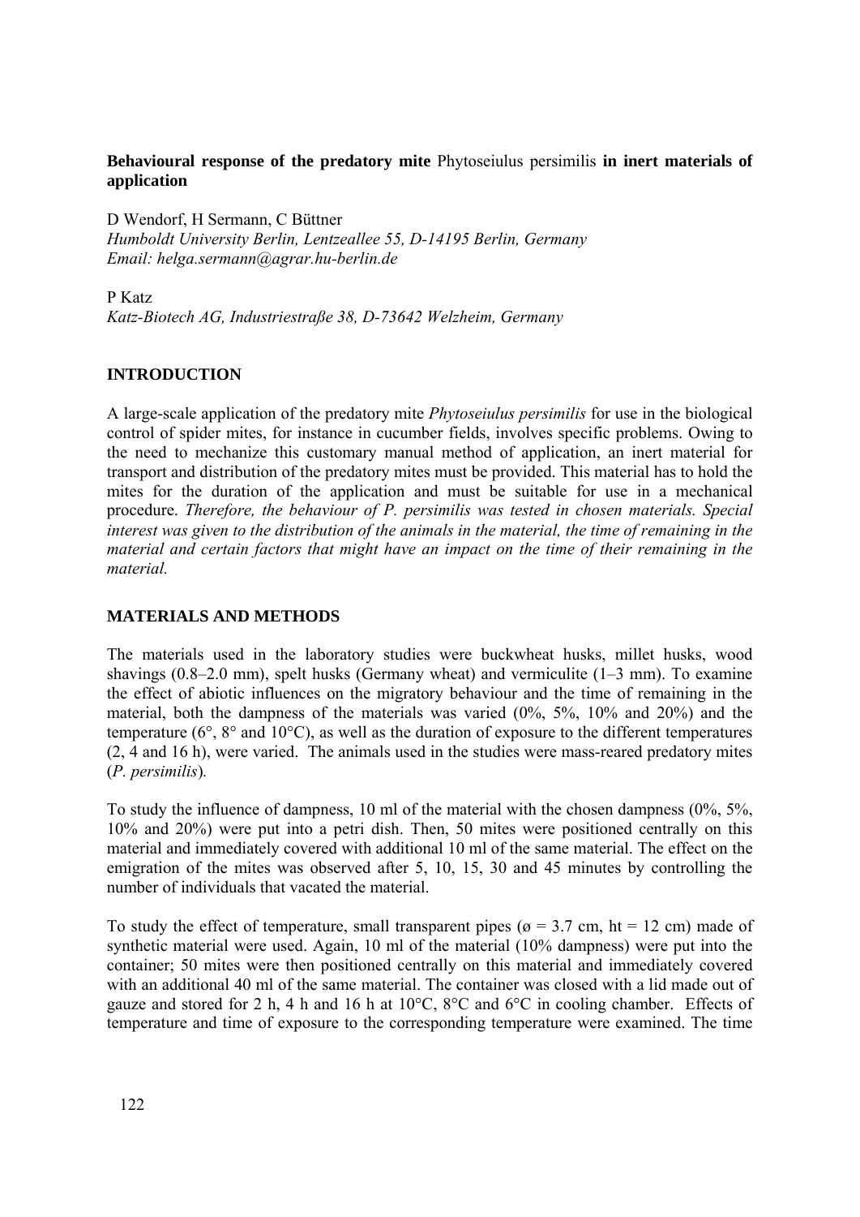**Behavioural response of the predatory mite** Phytoseiulus persimilis **in inert materials of application**

D Wendorf, H Sermann, C Büttner
*Humboldt University Berlin, Lentzeallee 55, D-14195 Berlin, Germany*
*Email: helga.sermann@agrar.hu-berlin.de*

P Katz
*Katz-Biotech AG, Industriestraße 38, D-73642 Welzheim, Germany*

## INTRODUCTION

A large-scale application of the predatory mite *Phytoseiulus persimilis* for use in the biological control of spider mites, for instance in cucumber fields, involves specific problems. Owing to the need to mechanize this customary manual method of application, an inert material for transport and distribution of the predatory mites must be provided. This material has to hold the mites for the duration of the application and must be suitable for use in a mechanical procedure. *Therefore, the behaviour of P. persimilis was tested in chosen materials. Special interest was given to the distribution of the animals in the material, the time of remaining in the material and certain factors that might have an impact on the time of their remaining in the material.*

## MATERIALS AND METHODS

The materials used in the laboratory studies were buckwheat husks, millet husks, wood shavings (0.8–2.0 mm), spelt husks (Germany wheat) and vermiculite (1–3 mm). To examine the effect of abiotic influences on the migratory behaviour and the time of remaining in the material, both the dampness of the materials was varied (0%, 5%, 10% and 20%) and the temperature (6°, 8° and 10°C), as well as the duration of exposure to the different temperatures (2, 4 and 16 h), were varied. The animals used in the studies were mass-reared predatory mites (*P. persimilis*).

To study the influence of dampness, 10 ml of the material with the chosen dampness (0%, 5%, 10% and 20%) were put into a petri dish. Then, 50 mites were positioned centrally on this material and immediately covered with additional 10 ml of the same material. The effect on the emigration of the mites was observed after 5, 10, 15, 30 and 45 minutes by controlling the number of individuals that vacated the material.

To study the effect of temperature, small transparent pipes (ø = 3.7 cm, ht = 12 cm) made of synthetic material were used. Again, 10 ml of the material (10% dampness) were put into the container; 50 mites were then positioned centrally on this material and immediately covered with an additional 40 ml of the same material. The container was closed with a lid made out of gauze and stored for 2 h, 4 h and 16 h at 10°C, 8°C and 6°C in cooling chamber. Effects of temperature and time of exposure to the corresponding temperature were examined. The time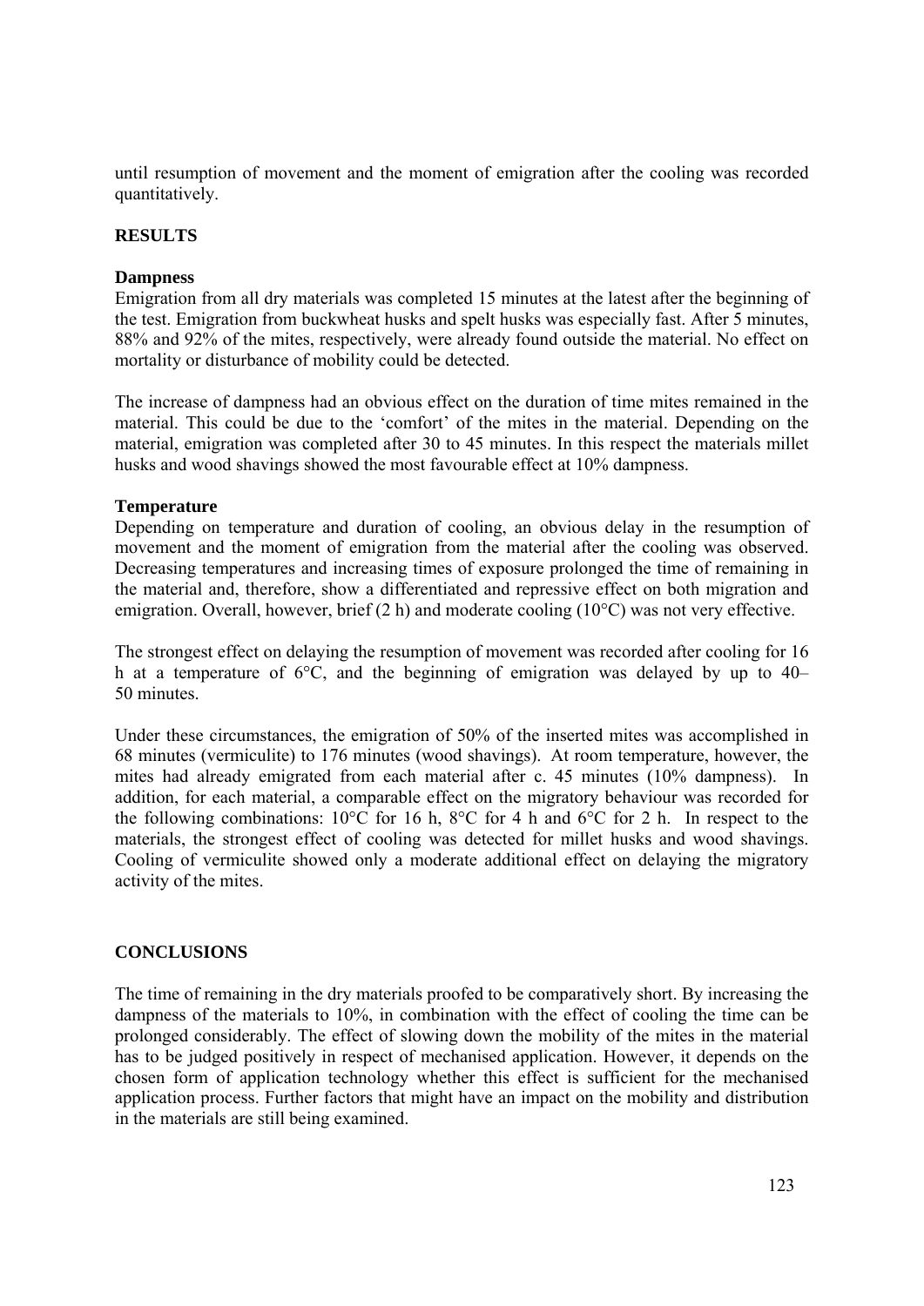until resumption of movement and the moment of emigration after the cooling was recorded quantitatively.

## RESULTS

### Dampness

Emigration from all dry materials was completed 15 minutes at the latest after the beginning of the test. Emigration from buckwheat husks and spelt husks was especially fast. After 5 minutes, 88% and 92% of the mites, respectively, were already found outside the material. No effect on mortality or disturbance of mobility could be detected.

The increase of dampness had an obvious effect on the duration of time mites remained in the material. This could be due to the 'comfort' of the mites in the material. Depending on the material, emigration was completed after 30 to 45 minutes. In this respect the materials millet husks and wood shavings showed the most favourable effect at 10% dampness.

### Temperature

Depending on temperature and duration of cooling, an obvious delay in the resumption of movement and the moment of emigration from the material after the cooling was observed. Decreasing temperatures and increasing times of exposure prolonged the time of remaining in the material and, therefore, show a differentiated and repressive effect on both migration and emigration. Overall, however, brief (2 h) and moderate cooling (10°C) was not very effective.

The strongest effect on delaying the resumption of movement was recorded after cooling for 16 h at a temperature of 6°C, and the beginning of emigration was delayed by up to 40–50 minutes.

Under these circumstances, the emigration of 50% of the inserted mites was accomplished in 68 minutes (vermiculite) to 176 minutes (wood shavings). At room temperature, however, the mites had already emigrated from each material after c. 45 minutes (10% dampness). In addition, for each material, a comparable effect on the migratory behaviour was recorded for the following combinations: 10°C for 16 h, 8°C for 4 h and 6°C for 2 h. In respect to the materials, the strongest effect of cooling was detected for millet husks and wood shavings. Cooling of vermiculite showed only a moderate additional effect on delaying the migratory activity of the mites.

## CONCLUSIONS

The time of remaining in the dry materials proofed to be comparatively short. By increasing the dampness of the materials to 10%, in combination with the effect of cooling the time can be prolonged considerably. The effect of slowing down the mobility of the mites in the material has to be judged positively in respect of mechanised application. However, it depends on the chosen form of application technology whether this effect is sufficient for the mechanised application process. Further factors that might have an impact on the mobility and distribution in the materials are still being examined.